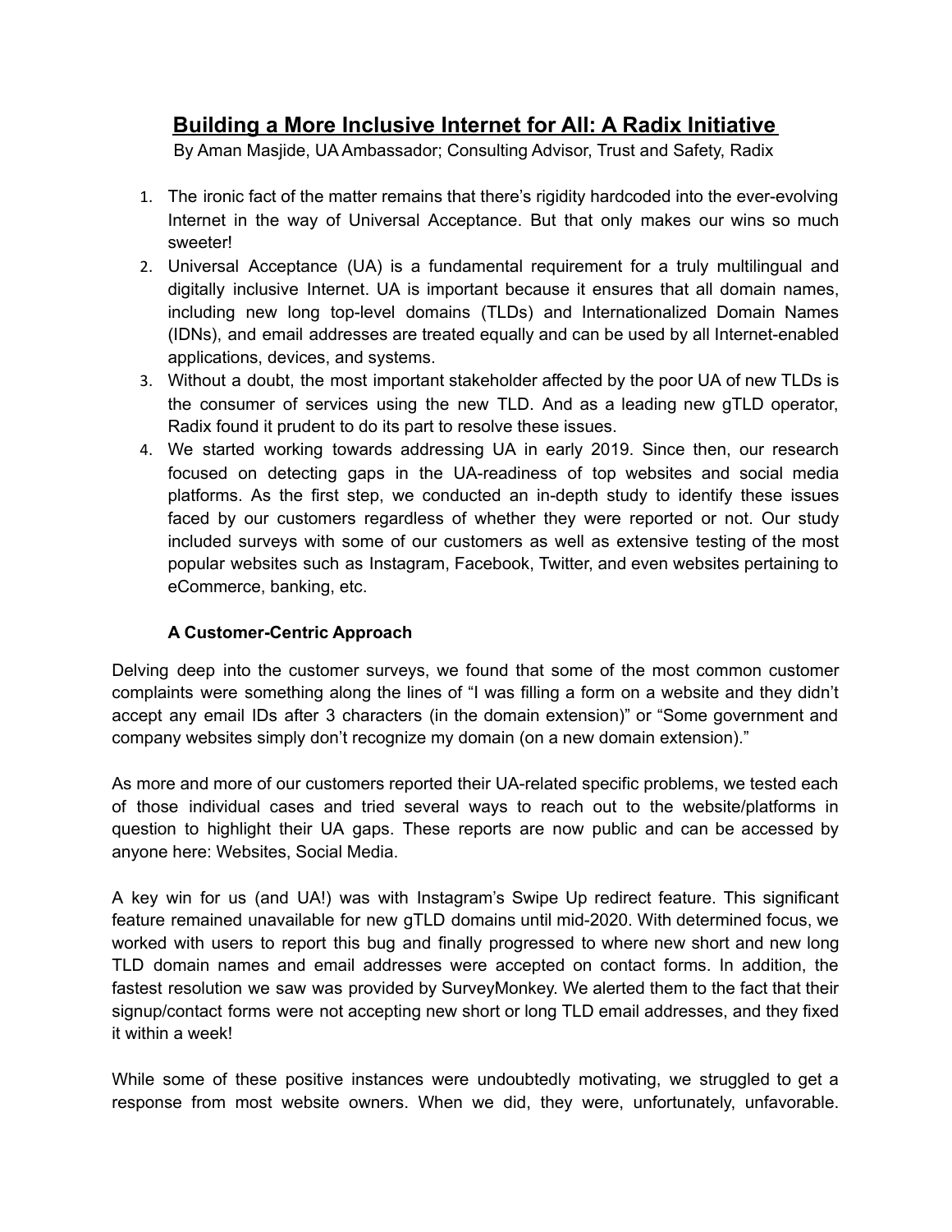# Building a More Inclusive Internet for All: A Radix Initiative

By Aman Masjide, UA Ambassador; Consulting Advisor, Trust and Safety, Radix

1. The ironic fact of the matter remains that there's rigidity hardcoded into the ever-evolving Internet in the way of Universal Acceptance. But that only makes our wins so much sweeter!
2. Universal Acceptance (UA) is a fundamental requirement for a truly multilingual and digitally inclusive Internet. UA is important because it ensures that all domain names, including new long top-level domains (TLDs) and Internationalized Domain Names (IDNs), and email addresses are treated equally and can be used by all Internet-enabled applications, devices, and systems.
3. Without a doubt, the most important stakeholder affected by the poor UA of new TLDs is the consumer of services using the new TLD. And as a leading new gTLD operator, Radix found it prudent to do its part to resolve these issues.
4. We started working towards addressing UA in early 2019. Since then, our research focused on detecting gaps in the UA-readiness of top websites and social media platforms. As the first step, we conducted an in-depth study to identify these issues faced by our customers regardless of whether they were reported or not. Our study included surveys with some of our customers as well as extensive testing of the most popular websites such as Instagram, Facebook, Twitter, and even websites pertaining to eCommerce, banking, etc.

### A Customer-Centric Approach

Delving deep into the customer surveys, we found that some of the most common customer complaints were something along the lines of "I was filling a form on a website and they didn't accept any email IDs after 3 characters (in the domain extension)" or "Some government and company websites simply don't recognize my domain (on a new domain extension)."

As more and more of our customers reported their UA-related specific problems, we tested each of those individual cases and tried several ways to reach out to the website/platforms in question to highlight their UA gaps. These reports are now public and can be accessed by anyone here: Websites, Social Media.

A key win for us (and UA!) was with Instagram's Swipe Up redirect feature. This significant feature remained unavailable for new gTLD domains until mid-2020. With determined focus, we worked with users to report this bug and finally progressed to where new short and new long TLD domain names and email addresses were accepted on contact forms. In addition, the fastest resolution we saw was provided by SurveyMonkey. We alerted them to the fact that their signup/contact forms were not accepting new short or long TLD email addresses, and they fixed it within a week!

While some of these positive instances were undoubtedly motivating, we struggled to get a response from most website owners. When we did, they were, unfortunately, unfavorable.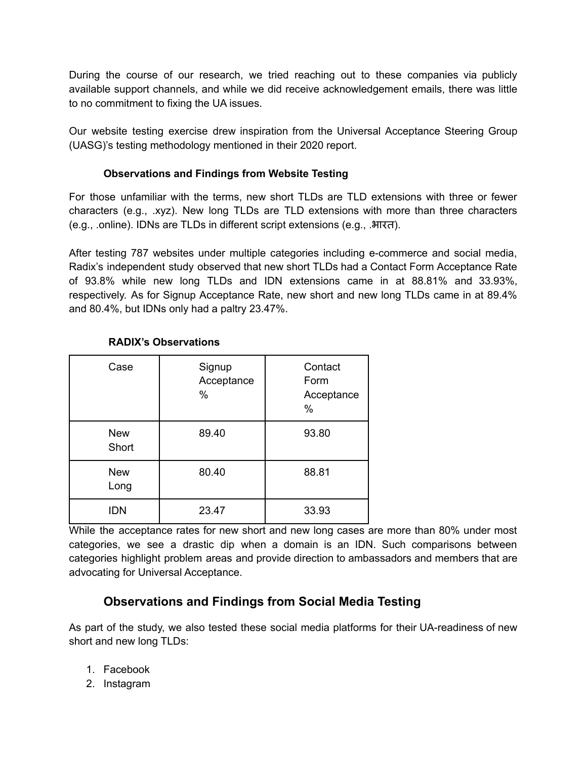During the course of our research, we tried reaching out to these companies via publicly available support channels, and while we did receive acknowledgement emails, there was little to no commitment to fixing the UA issues.

Our website testing exercise drew inspiration from the Universal Acceptance Steering Group (UASG)'s testing methodology mentioned in their 2020 report.

### Observations and Findings from Website Testing

For those unfamiliar with the terms, new short TLDs are TLD extensions with three or fewer characters (e.g., .xyz). New long TLDs are TLD extensions with more than three characters (e.g., .online). IDNs are TLDs in different script extensions (e.g., .भारत).

After testing 787 websites under multiple categories including e-commerce and social media, Radix's independent study observed that new short TLDs had a Contact Form Acceptance Rate of 93.8% while new long TLDs and IDN extensions came in at 88.81% and 33.93%, respectively. As for Signup Acceptance Rate, new short and new long TLDs came in at 89.4% and 80.4%, but IDNs only had a paltry 23.47%.

**RADIX's Observations**

| Case | Signup Acceptance % | Contact Form Acceptance % |
|---|---|---|
| New Short | 89.40 | 93.80 |
| New Long | 80.40 | 88.81 |
| IDN | 23.47 | 33.93 |

While the acceptance rates for new short and new long cases are more than 80% under most categories, we see a drastic dip when a domain is an IDN. Such comparisons between categories highlight problem areas and provide direction to ambassadors and members that are advocating for Universal Acceptance.

## Observations and Findings from Social Media Testing

As part of the study, we also tested these social media platforms for their UA-readiness of new short and new long TLDs:

1. Facebook
2. Instagram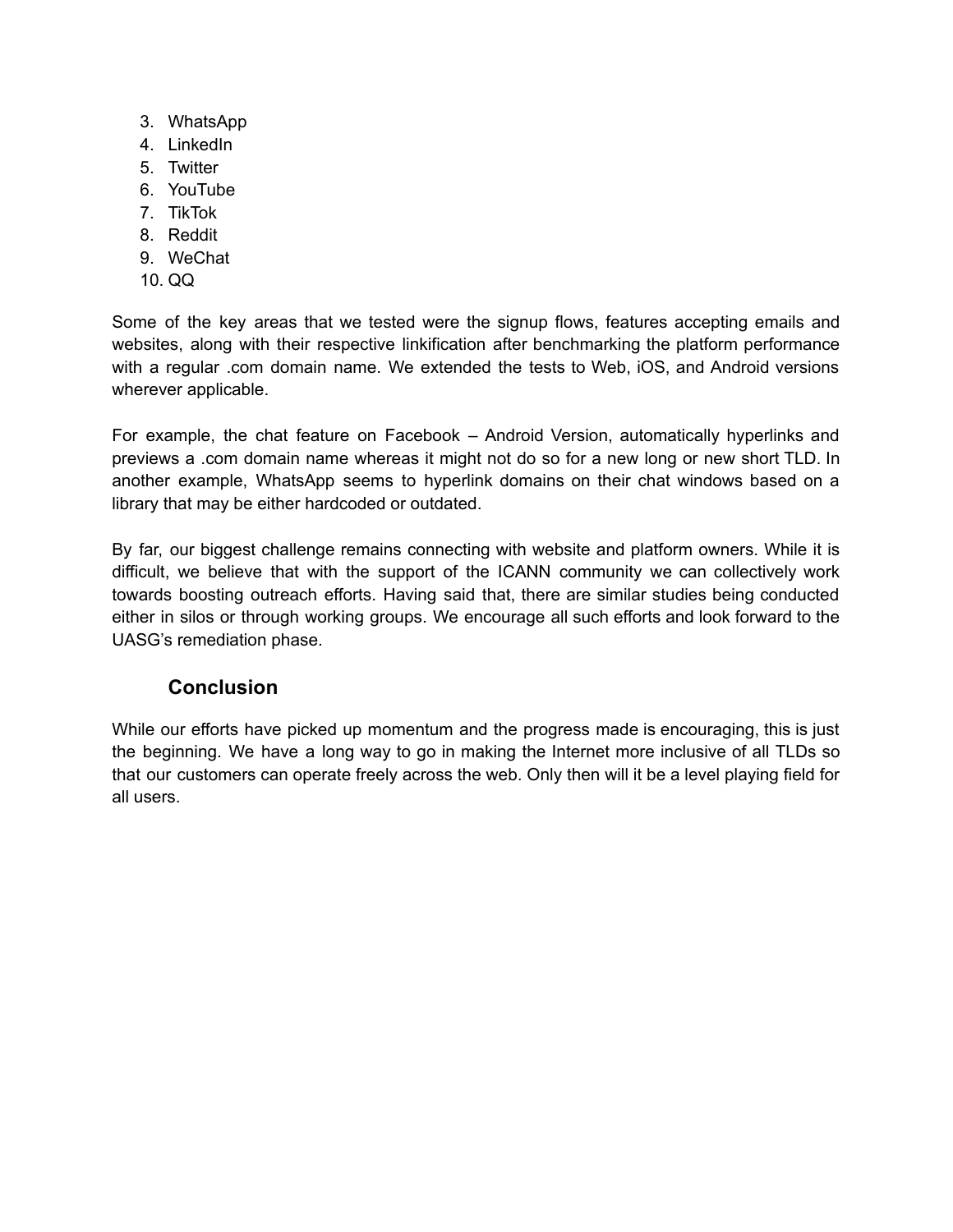3. WhatsApp
4. LinkedIn
5. Twitter
6. YouTube
7. TikTok
8. Reddit
9. WeChat
10. QQ

Some of the key areas that we tested were the signup flows, features accepting emails and websites, along with their respective linkification after benchmarking the platform performance with a regular .com domain name. We extended the tests to Web, iOS, and Android versions wherever applicable.

For example, the chat feature on Facebook – Android Version, automatically hyperlinks and previews a .com domain name whereas it might not do so for a new long or new short TLD. In another example, WhatsApp seems to hyperlink domains on their chat windows based on a library that may be either hardcoded or outdated.

By far, our biggest challenge remains connecting with website and platform owners. While it is difficult, we believe that with the support of the ICANN community we can collectively work towards boosting outreach efforts. Having said that, there are similar studies being conducted either in silos or through working groups. We encourage all such efforts and look forward to the UASG's remediation phase.

## Conclusion

While our efforts have picked up momentum and the progress made is encouraging, this is just the beginning. We have a long way to go in making the Internet more inclusive of all TLDs so that our customers can operate freely across the web. Only then will it be a level playing field for all users.